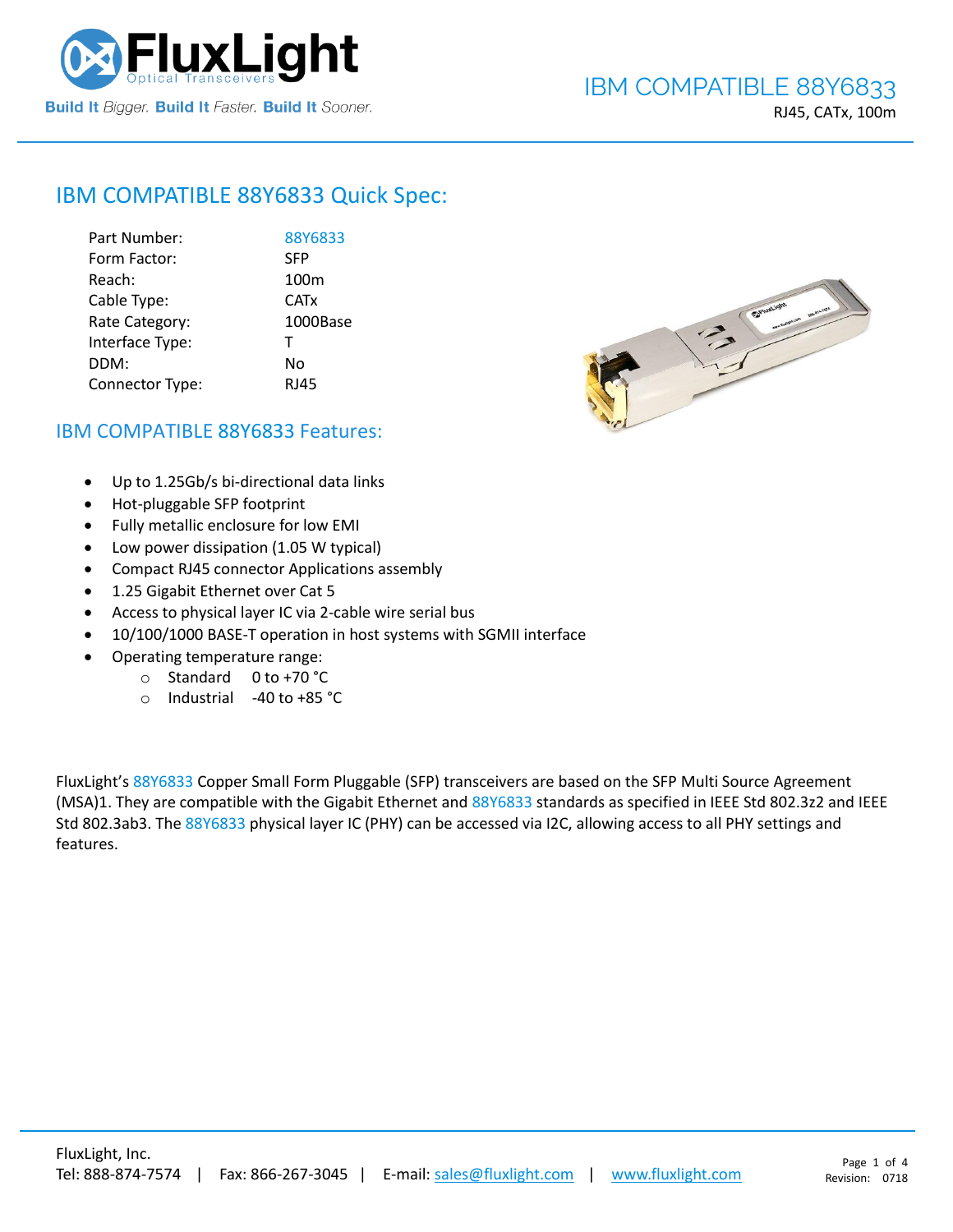# IBM COMPATIBLE 88Y6833

RJ45, CATx, 100m

## IBM COMPATIBLE 88Y6833 Quick Spec:

| | |
|---|---|
| Part Number: | 88Y6833 |
| Form Factor: | SFP |
| Reach: | 100m |
| Cable Type: | CATx |
| Rate Category: | 1000Base |
| Interface Type: | T |
| DDM: | No |
| Connector Type: | RJ45 |

## IBM COMPATIBLE 88Y6833 Features:

- Up to 1.25Gb/s bi-directional data links
- Hot-pluggable SFP footprint
- Fully metallic enclosure for low EMI
- Low power dissipation (1.05 W typical)
- Compact RJ45 connector Applications assembly
- 1.25 Gigabit Ethernet over Cat 5
- Access to physical layer IC via 2-cable wire serial bus
- 10/100/1000 BASE-T operation in host systems with SGMII interface
- Operating temperature range:
  - Standard 0 to +70 °C
  - Industrial -40 to +85 °C

FluxLight's 88Y6833 Copper Small Form Pluggable (SFP) transceivers are based on the SFP Multi Source Agreement (MSA)1. They are compatible with the Gigabit Ethernet and 88Y6833 standards as specified in IEEE Std 802.3z2 and IEEE Std 802.3ab3. The 88Y6833 physical layer IC (PHY) can be accessed via I2C, allowing access to all PHY settings and features.

FluxLight, Inc.
Tel: 888-874-7574 | Fax: 866-267-3045 | E-mail: sales@fluxlight.com | www.fluxlight.com

Revision: 0718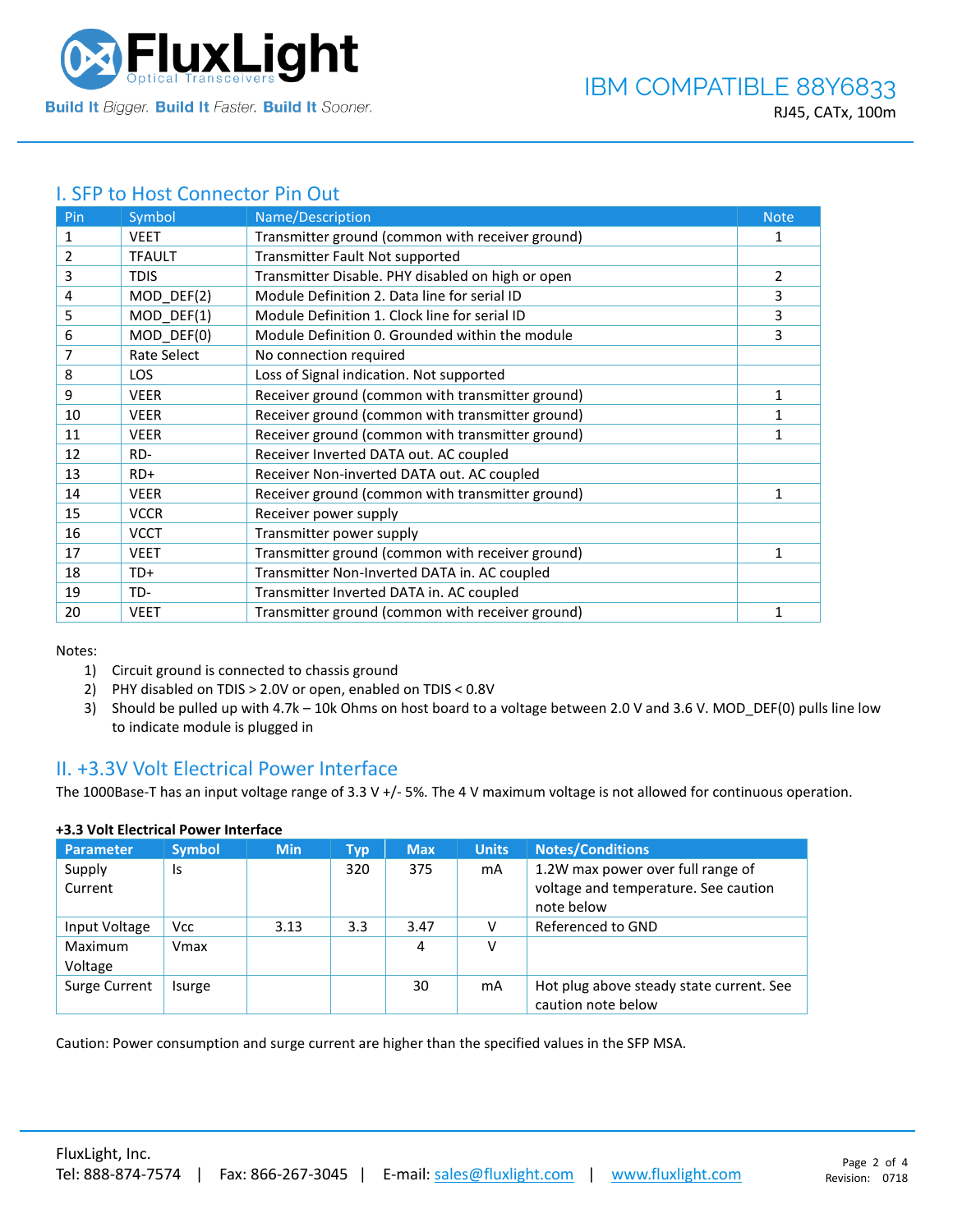## I. SFP to Host Connector Pin Out

| Pin | Symbol | Name/Description | Note |
|---|---|---|---|
| 1 | VEET | Transmitter ground (common with receiver ground) | 1 |
| 2 | TFAULT | Transmitter Fault Not supported | |
| 3 | TDIS | Transmitter Disable. PHY disabled on high or open | 2 |
| 4 | MOD_DEF(2) | Module Definition 2. Data line for serial ID | 3 |
| 5 | MOD_DEF(1) | Module Definition 1. Clock line for serial ID | 3 |
| 6 | MOD_DEF(0) | Module Definition 0. Grounded within the module | 3 |
| 7 | Rate Select | No connection required | |
| 8 | LOS | Loss of Signal indication. Not supported | |
| 9 | VEER | Receiver ground (common with transmitter ground) | 1 |
| 10 | VEER | Receiver ground (common with transmitter ground) | 1 |
| 11 | VEER | Receiver ground (common with transmitter ground) | 1 |
| 12 | RD- | Receiver Inverted DATA out. AC coupled | |
| 13 | RD+ | Receiver Non-inverted DATA out. AC coupled | |
| 14 | VEER | Receiver ground (common with transmitter ground) | 1 |
| 15 | VCCR | Receiver power supply | |
| 16 | VCCT | Transmitter power supply | |
| 17 | VEET | Transmitter ground (common with receiver ground) | 1 |
| 18 | TD+ | Transmitter Non-Inverted DATA in. AC coupled | |
| 19 | TD- | Transmitter Inverted DATA in. AC coupled | |
| 20 | VEET | Transmitter ground (common with receiver ground) | 1 |

Notes:

1) Circuit ground is connected to chassis ground
2) PHY disabled on TDIS > 2.0V or open, enabled on TDIS < 0.8V
3) Should be pulled up with 4.7k – 10k Ohms on host board to a voltage between 2.0 V and 3.6 V. MOD_DEF(0) pulls line low to indicate module is plugged in

## II. +3.3V Volt Electrical Power Interface

The 1000Base-T has an input voltage range of 3.3 V +/- 5%. The 4 V maximum voltage is not allowed for continuous operation.

**+3.3 Volt Electrical Power Interface**

| Parameter | Symbol | Min | Typ | Max | Units | Notes/Conditions |
|---|---|---|---|---|---|---|
| Supply Current | Is | | 320 | 375 | mA | 1.2W max power over full range of voltage and temperature. See caution note below |
| Input Voltage | Vcc | 3.13 | 3.3 | 3.47 | V | Referenced to GND |
| Maximum Voltage | Vmax | | | 4 | V | |
| Surge Current | Isurge | | | 30 | mA | Hot plug above steady state current. See caution note below |

Caution: Power consumption and surge current are higher than the specified values in the SFP MSA.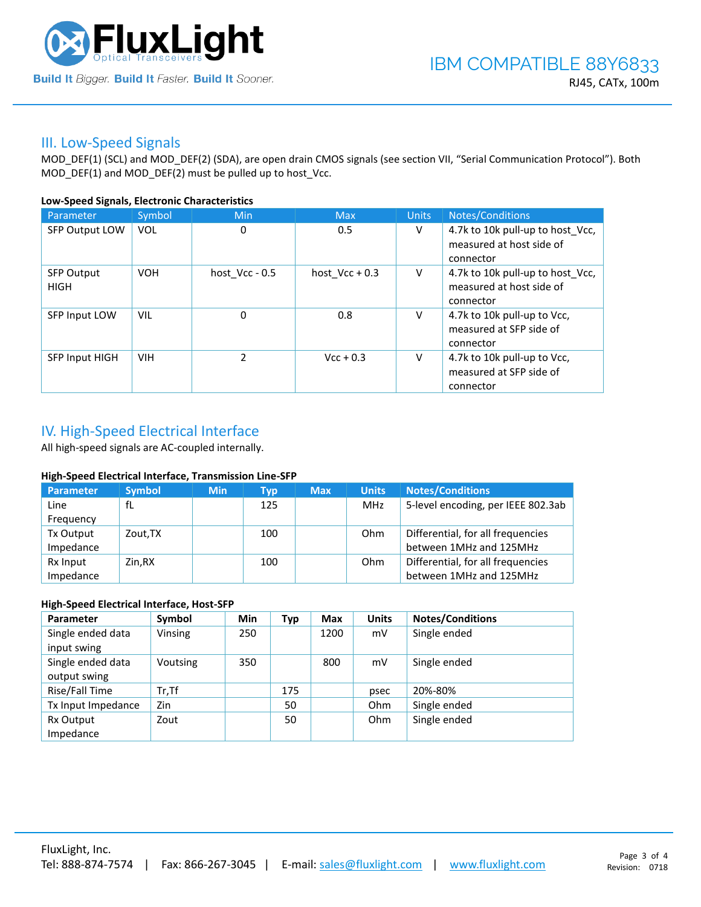## III. Low-Speed Signals

MOD_DEF(1) (SCL) and MOD_DEF(2) (SDA), are open drain CMOS signals (see section VII, "Serial Communication Protocol"). Both MOD_DEF(1) and MOD_DEF(2) must be pulled up to host_Vcc.

**Low-Speed Signals, Electronic Characteristics**

| Parameter | Symbol | Min | Max | Units | Notes/Conditions |
|---|---|---|---|---|---|
| SFP Output LOW | VOL | 0 | 0.5 | V | 4.7k to 10k pull-up to host_Vcc, measured at host side of connector |
| SFP Output HIGH | VOH | host_Vcc - 0.5 | host_Vcc + 0.3 | V | 4.7k to 10k pull-up to host_Vcc, measured at host side of connector |
| SFP Input LOW | VIL | 0 | 0.8 | V | 4.7k to 10k pull-up to Vcc, measured at SFP side of connector |
| SFP Input HIGH | VIH | 2 | Vcc + 0.3 | V | 4.7k to 10k pull-up to Vcc, measured at SFP side of connector |

## IV. High-Speed Electrical Interface

All high-speed signals are AC-coupled internally.

**High-Speed Electrical Interface, Transmission Line-SFP**

| Parameter | Symbol | Min | Typ | Max | Units | Notes/Conditions |
|---|---|---|---|---|---|---|
| Line Frequency | fL | | 125 | | MHz | 5-level encoding, per IEEE 802.3ab |
| Tx Output Impedance | Zout,TX | | 100 | | Ohm | Differential, for all frequencies between 1MHz and 125MHz |
| Rx Input Impedance | Zin,RX | | 100 | | Ohm | Differential, for all frequencies between 1MHz and 125MHz |

**High-Speed Electrical Interface, Host-SFP**

| Parameter | Symbol | Min | Typ | Max | Units | Notes/Conditions |
|---|---|---|---|---|---|---|
| Single ended data input swing | Vinsing | 250 | | 1200 | mV | Single ended |
| Single ended data output swing | Voutsing | 350 | | 800 | mV | Single ended |
| Rise/Fall Time | Tr,Tf | | 175 | | psec | 20%-80% |
| Tx Input Impedance | Zin | | 50 | | Ohm | Single ended |
| Rx Output Impedance | Zout | | 50 | | Ohm | Single ended |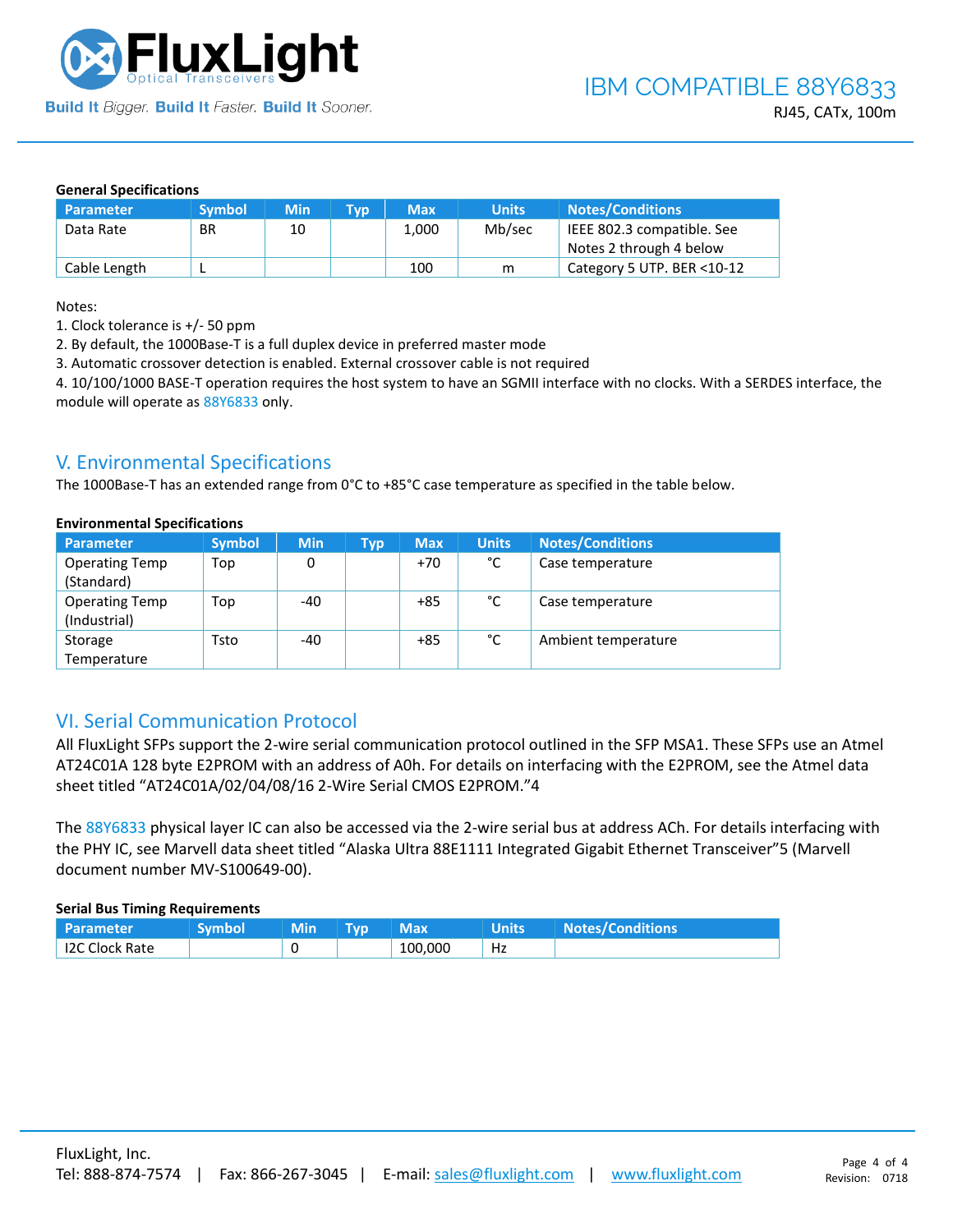**General Specifications**

| Parameter | Symbol | Min | Typ | Max | Units | Notes/Conditions |
|---|---|---|---|---|---|---|
| Data Rate | BR | 10 | | 1,000 | Mb/sec | IEEE 802.3 compatible. See Notes 2 through 4 below |
| Cable Length | L | | | 100 | m | Category 5 UTP. BER <10-12 |

Notes:

1. Clock tolerance is +/- 50 ppm
2. By default, the 1000Base-T is a full duplex device in preferred master mode
3. Automatic crossover detection is enabled. External crossover cable is not required
4. 10/100/1000 BASE-T operation requires the host system to have an SGMII interface with no clocks. With a SERDES interface, the module will operate as 88Y6833 only.

## V. Environmental Specifications

The 1000Base-T has an extended range from 0°C to +85°C case temperature as specified in the table below.

**Environmental Specifications**

| Parameter | Symbol | Min | Typ | Max | Units | Notes/Conditions |
|---|---|---|---|---|---|---|
| Operating Temp (Standard) | Top | 0 | | +70 | °C | Case temperature |
| Operating Temp (Industrial) | Top | -40 | | +85 | °C | Case temperature |
| Storage Temperature | Tsto | -40 | | +85 | °C | Ambient temperature |

## VI. Serial Communication Protocol

All FluxLight SFPs support the 2-wire serial communication protocol outlined in the SFP MSA1. These SFPs use an Atmel AT24C01A 128 byte E2PROM with an address of A0h. For details on interfacing with the E2PROM, see the Atmel data sheet titled "AT24C01A/02/04/08/16 2-Wire Serial CMOS E2PROM."4

The 88Y6833 physical layer IC can also be accessed via the 2-wire serial bus at address ACh. For details interfacing with the PHY IC, see Marvell data sheet titled "Alaska Ultra 88E1111 Integrated Gigabit Ethernet Transceiver"5 (Marvell document number MV-S100649-00).

**Serial Bus Timing Requirements**

| Parameter | Symbol | Min | Typ | Max | Units | Notes/Conditions |
|---|---|---|---|---|---|---|
| I2C Clock Rate | | 0 | | 100,000 | Hz | |

FluxLight, Inc.
Tel: 888-874-7574 | Fax: 866-267-3045 | E-mail: sales@fluxlight.com | www.fluxlight.com

Revision: 0718